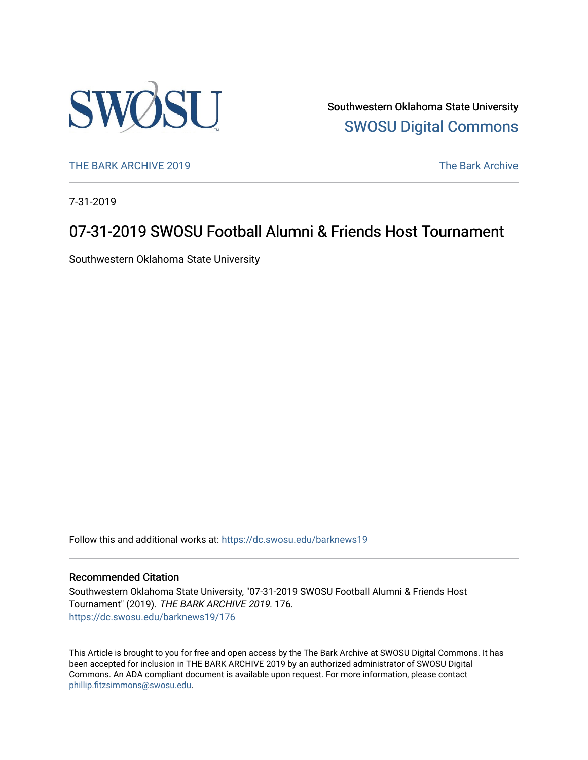Southwestern Oklahoma State University

SWOSU Digital Commons

THE BARK ARCHIVE 2019

The Bark Archive

7-31-2019

# 07-31-2019 SWOSU Football Alumni & Friends Host Tournament

Southwestern Oklahoma State University

Follow this and additional works at: https://dc.swosu.edu/barknews19

## Recommended Citation

Southwestern Oklahoma State University, "07-31-2019 SWOSU Football Alumni & Friends Host Tournament" (2019). *THE BARK ARCHIVE 2019.* 176.
https://dc.swosu.edu/barknews19/176

This Article is brought to you for free and open access by the The Bark Archive at SWOSU Digital Commons. It has been accepted for inclusion in THE BARK ARCHIVE 2019 by an authorized administrator of SWOSU Digital Commons. An ADA compliant document is available upon request. For more information, please contact phillip.fitzsimmons@swosu.edu.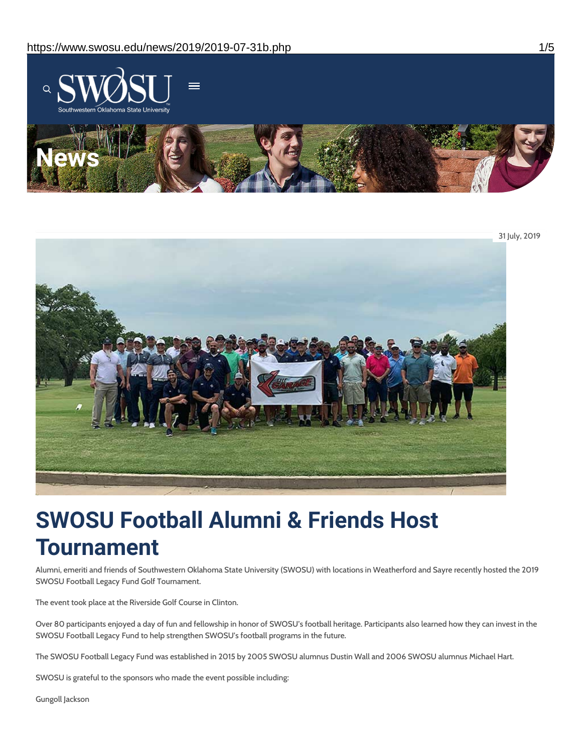31 July, 2019

# SWOSU Football Alumni & Friends Host Tournament

Alumni, emeriti and friends of Southwestern Oklahoma State University (SWOSU) with locations in Weatherford and Sayre recently hosted the 2019 SWOSU Football Legacy Fund Golf Tournament.

The event took place at the Riverside Golf Course in Clinton.

Over 80 participants enjoyed a day of fun and fellowship in honor of SWOSU's football heritage. Participants also learned how they can invest in the SWOSU Football Legacy Fund to help strengthen SWOSU's football programs in the future.

The SWOSU Football Legacy Fund was established in 2015 by 2005 SWOSU alumnus Dustin Wall and 2006 SWOSU alumnus Michael Hart.

SWOSU is grateful to the sponsors who made the event possible including:

Gungoll Jackson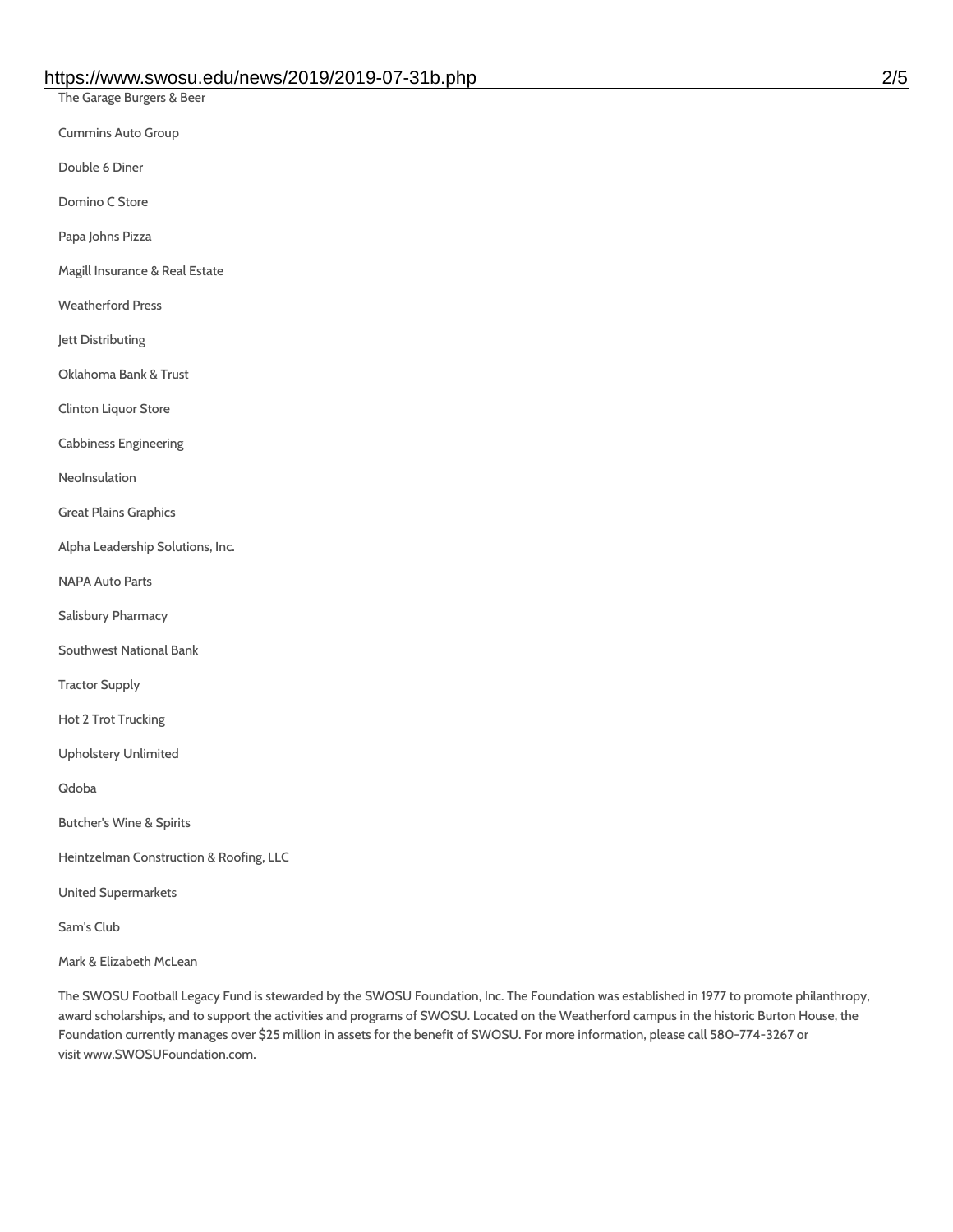The Garage Burgers & Beer

Cummins Auto Group

Double 6 Diner

Domino C Store

Papa Johns Pizza

Magill Insurance & Real Estate

Weatherford Press

Jett Distributing

Oklahoma Bank & Trust

Clinton Liquor Store

Cabbiness Engineering

NeoInsulation

Great Plains Graphics

Alpha Leadership Solutions, Inc.

NAPA Auto Parts

Salisbury Pharmacy

Southwest National Bank

Tractor Supply

Hot 2 Trot Trucking

Upholstery Unlimited

Qdoba

Butcher's Wine & Spirits

Heintzelman Construction & Roofing, LLC

United Supermarkets

Sam's Club

Mark & Elizabeth McLean

The SWOSU Football Legacy Fund is stewarded by the SWOSU Foundation, Inc. The Foundation was established in 1977 to promote philanthropy, award scholarships, and to support the activities and programs of SWOSU. Located on the Weatherford campus in the historic Burton House, the Foundation currently manages over $25 million in assets for the benefit of SWOSU. For more information, please call 580-774-3267 or visit www.SWOSUFoundation.com.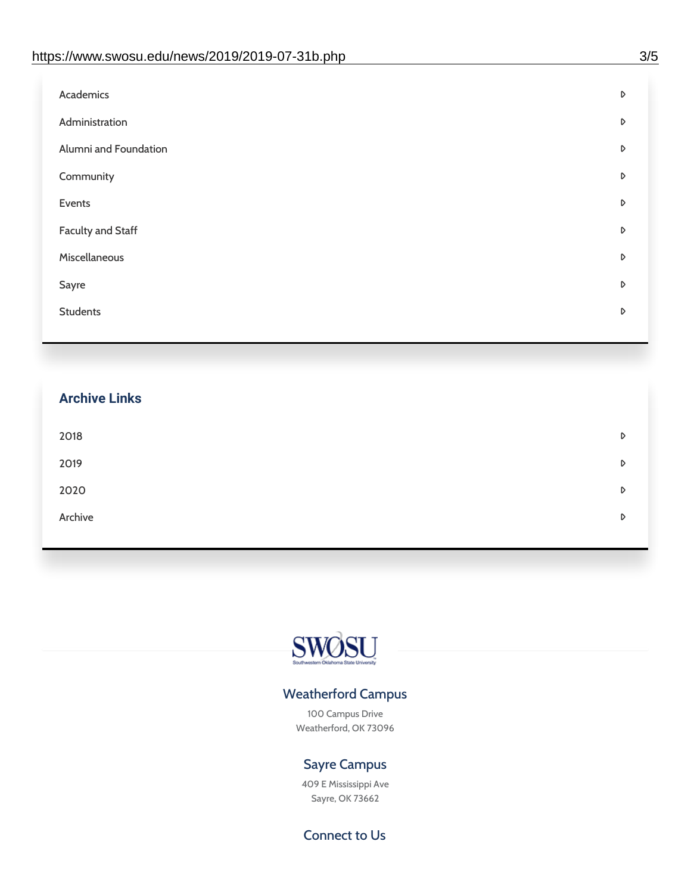- Academics
- Administration
- Alumni and Foundation
- Community
- Events
- Faculty and Staff
- Miscellaneous
- Sayre
- Students

## Archive Links

- 2018
- 2019
- 2020
- Archive

SWOSU
Southwestern Oklahoma State University

### Weatherford Campus

100 Campus Drive
Weatherford, OK 73096

### Sayre Campus

409 E Mississippi Ave
Sayre, OK 73662

### Connect to Us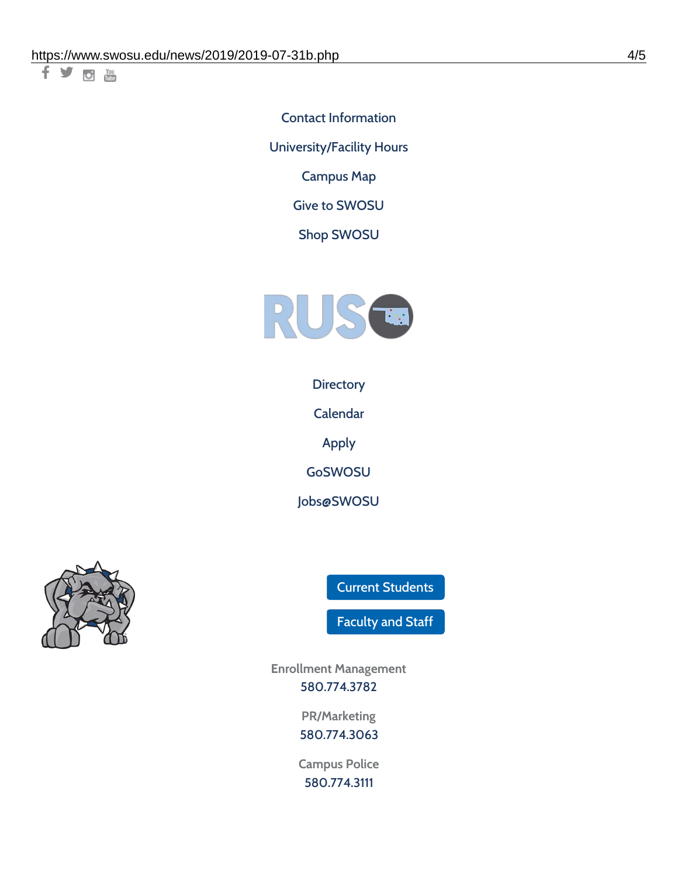Contact Information

University/Facility Hours

Campus Map

Give to SWOSU

Shop SWOSU

Directory

Calendar

Apply

GoSWOSU

Jobs@SWOSU

Current Students

Faculty and Staff

Enrollment Management
580.774.3782

PR/Marketing
580.774.3063

Campus Police
580.774.3111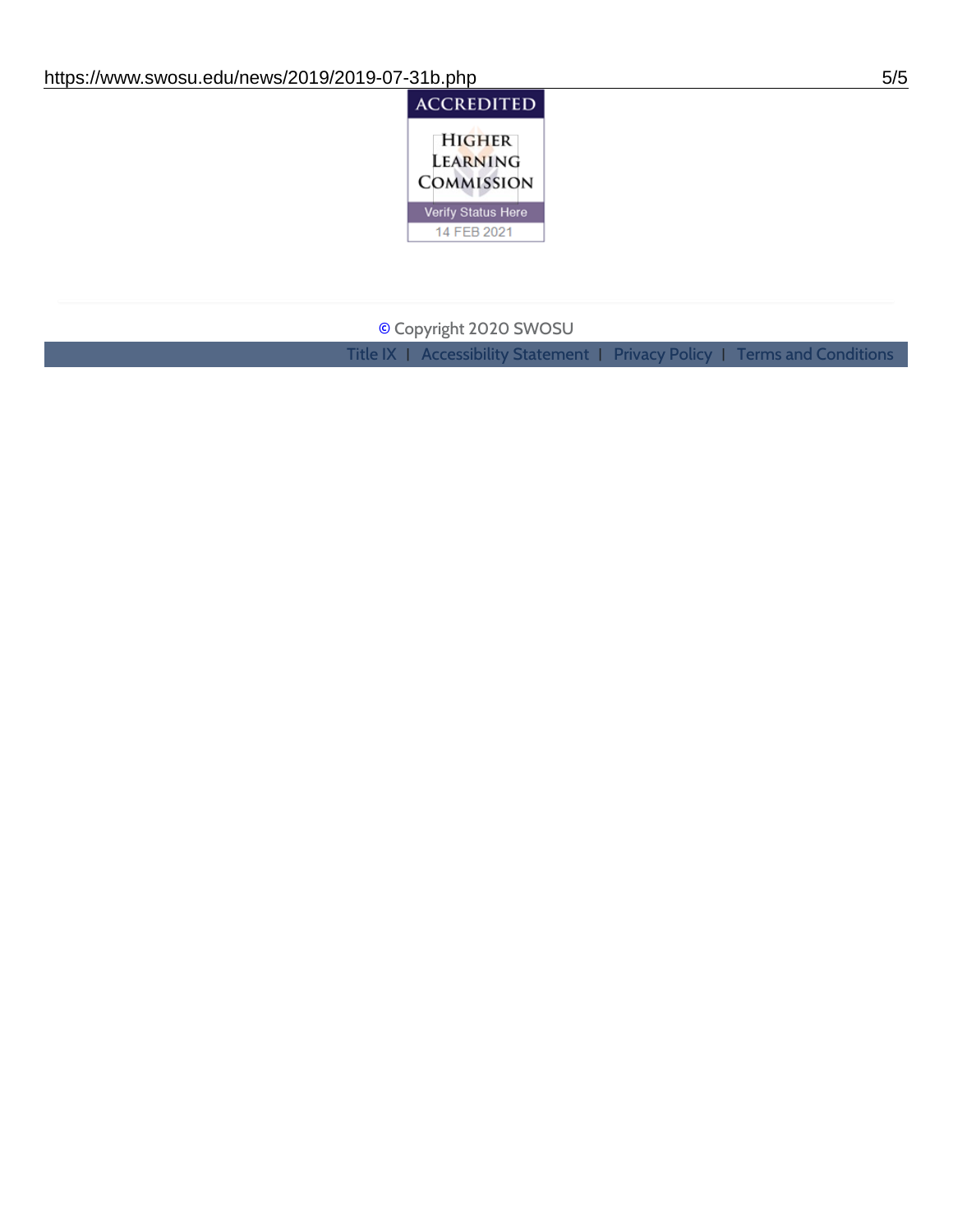ACCREDITED

HIGHER LEARNING COMMISSION

Verify Status Here

14 FEB 2021

© Copyright 2020 SWOSU

Title IX | Accessibility Statement | Privacy Policy | Terms and Conditions